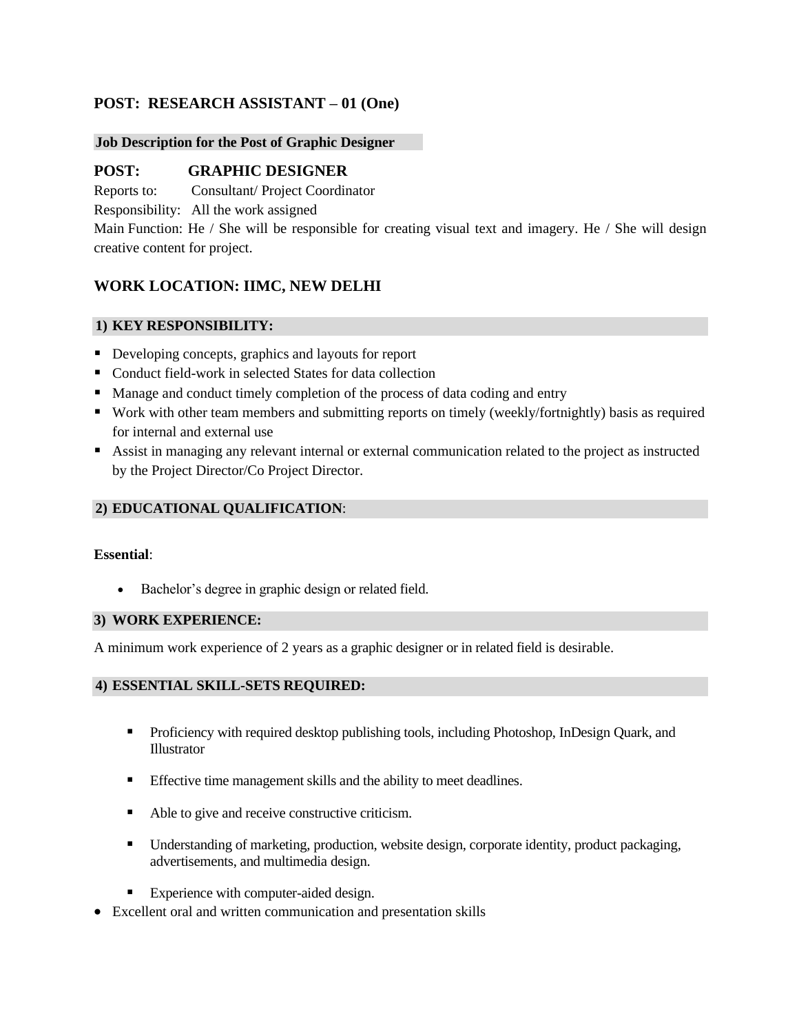## POST: RESEARCH ASSISTANT – 01 (One)

**Job Description for the Post of Graphic Designer**

## POST: GRAPHIC DESIGNER

Reports to: Consultant/ Project Coordinator

Responsibility: All the work assigned

Main Function: He / She will be responsible for creating visual text and imagery. He / She will design creative content for project.

## WORK LOCATION: IIMC, NEW DELHI

### 1) KEY RESPONSIBILITY:

- Developing concepts, graphics and layouts for report
- Conduct field-work in selected States for data collection
- Manage and conduct timely completion of the process of data coding and entry
- Work with other team members and submitting reports on timely (weekly/fortnightly) basis as required for internal and external use
- Assist in managing any relevant internal or external communication related to the project as instructed by the Project Director/Co Project Director.

### 2) EDUCATIONAL QUALIFICATION:

**Essential**:

- Bachelor's degree in graphic design or related field.

### 3) WORK EXPERIENCE:

A minimum work experience of 2 years as a graphic designer or in related field is desirable.

### 4) ESSENTIAL SKILL-SETS REQUIRED:

- Proficiency with required desktop publishing tools, including Photoshop, InDesign Quark, and Illustrator
- Effective time management skills and the ability to meet deadlines.
- Able to give and receive constructive criticism.
- Understanding of marketing, production, website design, corporate identity, product packaging, advertisements, and multimedia design.
- Experience with computer-aided design.
- Excellent oral and written communication and presentation skills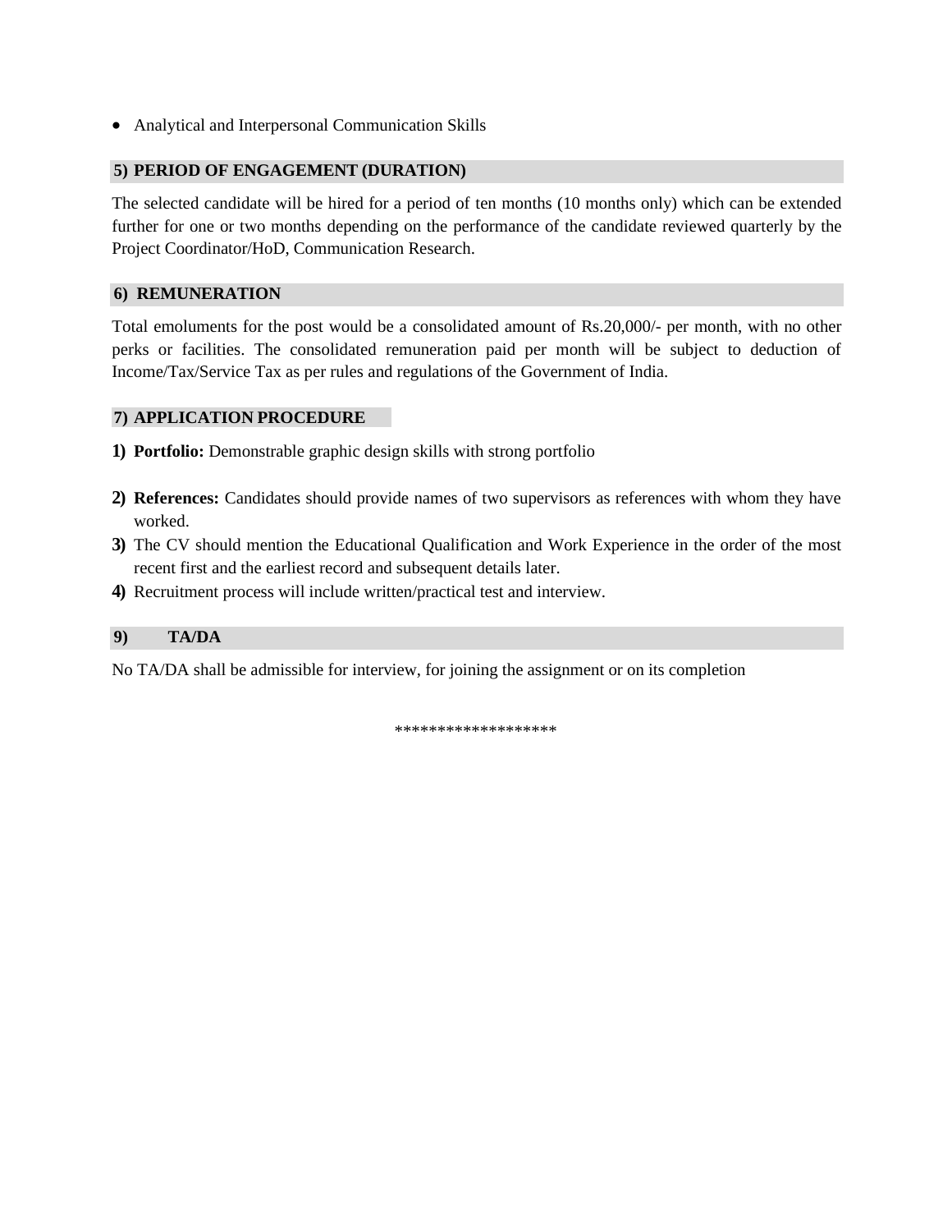- Analytical and Interpersonal Communication Skills

## 5) PERIOD OF ENGAGEMENT (DURATION)

The selected candidate will be hired for a period of ten months (10 months only) which can be extended further for one or two months depending on the performance of the candidate reviewed quarterly by the Project Coordinator/HoD, Communication Research.

## 6) REMUNERATION

Total emoluments for the post would be a consolidated amount of Rs.20,000/- per month, with no other perks or facilities. The consolidated remuneration paid per month will be subject to deduction of Income/Tax/Service Tax as per rules and regulations of the Government of India.

## 7) APPLICATION PROCEDURE

1) **Portfolio:** Demonstrable graphic design skills with strong portfolio
2) **References:** Candidates should provide names of two supervisors as references with whom they have worked.
3) The CV should mention the Educational Qualification and Work Experience in the order of the most recent first and the earliest record and subsequent details later.
4) Recruitment process will include written/practical test and interview.

## 9) TA/DA

No TA/DA shall be admissible for interview, for joining the assignment or on its completion

******************